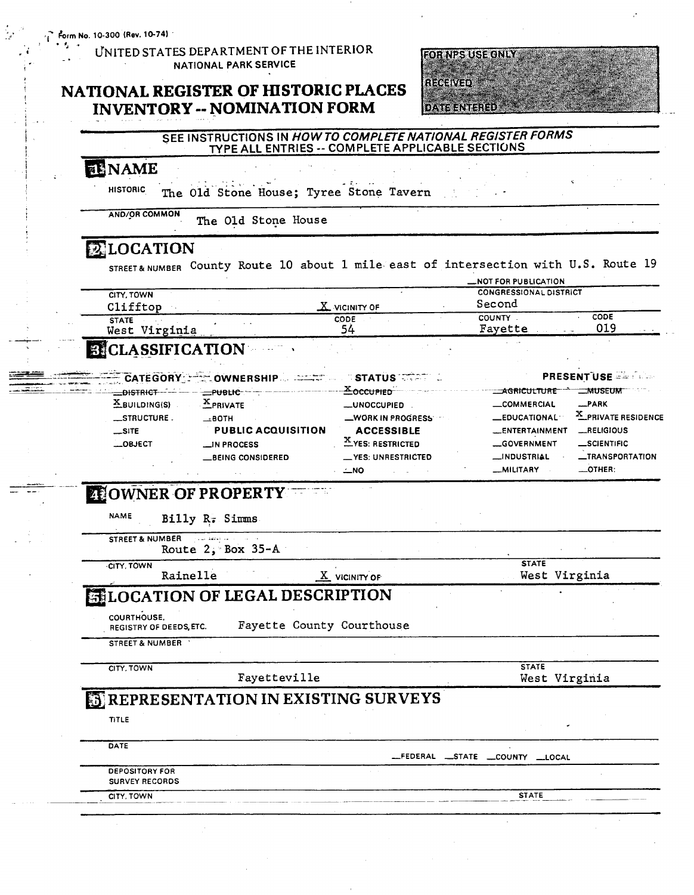Form No. 10-300 (Rev. 10-74)

UNITED STATES DEPARTMENT OF THE INTERIOR
NATIONAL PARK SERVICE

# NATIONAL REGISTER OF HISTORIC PLACES INVENTORY -- NOMINATION FORM

| FOR NPS USE ONLY |
| --- |
| RECEIVED |
| DATE ENTERED |

SEE INSTRUCTIONS IN *HOW TO COMPLETE NATIONAL REGISTER FORMS*
TYPE ALL ENTRIES -- COMPLETE APPLICABLE SECTIONS

## 1 NAME

HISTORIC: The Old Stone House; Tyree Stone Tavern

AND/OR COMMON: The Old Stone House

## 2 LOCATION

STREET & NUMBER: County Route 10 about 1 mile east of intersection with U.S. Route 19

__NOT FOR PUBLICATION

| CITY, TOWN | | CONGRESSIONAL DISTRICT | |
| --- | --- | --- | --- |
| Clifftop | X VICINITY OF | Second | |
| **STATE** | **CODE** | **COUNTY** | **CODE** |
| West Virginia | 54 | Fayette | 019 |

## 3 CLASSIFICATION

| CATEGORY | OWNERSHIP | STATUS | PRESENT USE | |
| --- | --- | --- | --- | --- |
| __DISTRICT | __PUBLIC | X OCCUPIED | __AGRICULTURE | __MUSEUM |
| X BUILDING(S) | X PRIVATE | __UNOCCUPIED | __COMMERCIAL | __PARK |
| __STRUCTURE | __BOTH | __WORK IN PROGRESS | __EDUCATIONAL | X PRIVATE RESIDENCE |
| __SITE | **PUBLIC ACQUISITION** | **ACCESSIBLE** | __ENTERTAINMENT | __RELIGIOUS |
| __OBJECT | __IN PROCESS | X YES: RESTRICTED | __GOVERNMENT | __SCIENTIFIC |
| | __BEING CONSIDERED | __YES: UNRESTRICTED | __INDUSTRIAL | __TRANSPORTATION |
| | | __NO | __MILITARY | __OTHER: |

## 4 OWNER OF PROPERTY

NAME: Billy R. Simms

STREET & NUMBER: Route 2, Box 35-A

| CITY, TOWN | | STATE |
| --- | --- | --- |
| Rainelle | X VICINITY OF | West Virginia |

## 5 LOCATION OF LEGAL DESCRIPTION

COURTHOUSE, REGISTRY OF DEEDS, ETC.: Fayette County Courthouse

STREET & NUMBER:

| CITY, TOWN | STATE |
| --- | --- |
| Fayetteville | West Virginia |

## 6 REPRESENTATION IN EXISTING SURVEYS

TITLE

DATE __FEDERAL __STATE __COUNTY __LOCAL

DEPOSITORY FOR SURVEY RECORDS

CITY, TOWN STATE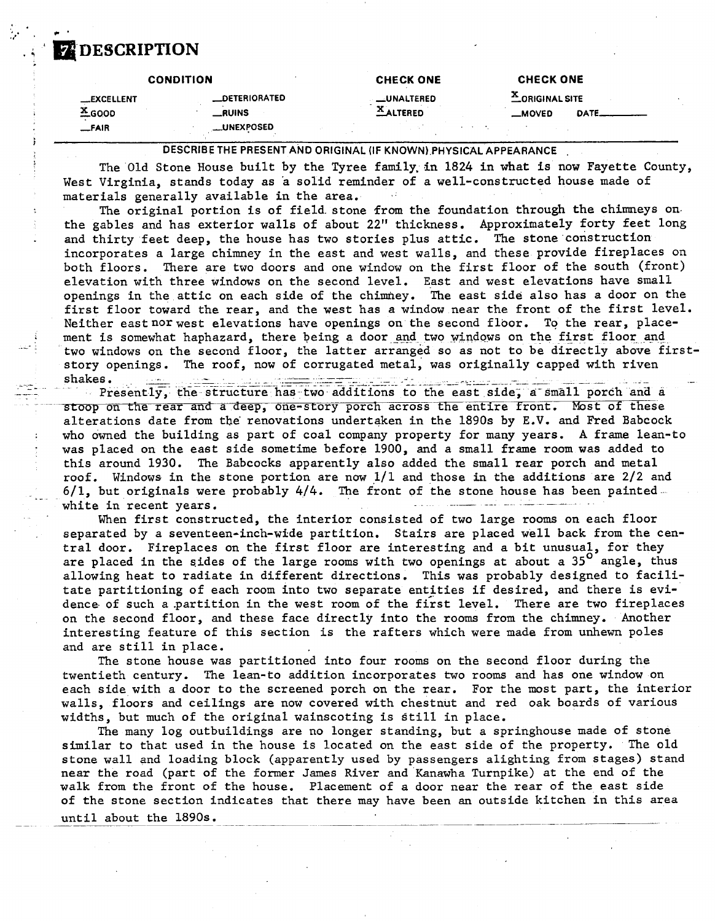# 7 DESCRIPTION

| CONDITION | | CHECK ONE | CHECK ONE |
| --- | --- | --- | --- |
| __EXCELLENT | __DETERIORATED | __UNALTERED | X ORIGINAL SITE |
| X GOOD | __RUINS | X ALTERED | __MOVED DATE______ |
| __FAIR | __UNEXPOSED | | |

DESCRIBE THE PRESENT AND ORIGINAL (IF KNOWN) PHYSICAL APPEARANCE

The Old Stone House built by the Tyree family in 1824 in what is now Fayette County, West Virginia, stands today as a solid reminder of a well-constructed house made of materials generally available in the area.

The original portion is of field stone from the foundation through the chimneys on the gables and has exterior walls of about 22" thickness. Approximately forty feet long and thirty feet deep, the house has two stories plus attic. The stone construction incorporates a large chimney in the east and west walls, and these provide fireplaces on both floors. There are two doors and one window on the first floor of the south (front) elevation with three windows on the second level. East and west elevations have small openings in the attic on each side of the chimney. The east side also has a door on the first floor toward the rear, and the west has a window near the front of the first level. Neither east nor west elevations have openings on the second floor. To the rear, placement is somewhat haphazard, there being a door and two windows on the first floor and two windows on the second floor, the latter arranged so as not to be directly above first-story openings. The roof, now of corrugated metal, was originally capped with riven shakes.

Presently, the structure has two additions to the east side, a small porch and a stoop on the rear and a deep, one-story porch across the entire front. Most of these alterations date from the renovations undertaken in the 1890s by E.V. and Fred Babcock who owned the building as part of coal company property for many years. A frame lean-to was placed on the east side sometime before 1900, and a small frame room was added to this around 1930. The Babcocks apparently also added the small rear porch and metal roof. Windows in the stone portion are now 1/1 and those in the additions are 2/2 and 6/1, but originals were probably 4/4. The front of the stone house has been painted white in recent years.

When first constructed, the interior consisted of two large rooms on each floor separated by a seventeen-inch-wide partition. Stairs are placed well back from the central door. Fireplaces on the first floor are interesting and a bit unusual, for they are placed in the sides of the large rooms with two openings at about a 35° angle, thus allowing heat to radiate in different directions. This was probably designed to facilitate partitioning of each room into two separate entities if desired, and there is evidence of such a partition in the west room of the first level. There are two fireplaces on the second floor, and these face directly into the rooms from the chimney. Another interesting feature of this section is the rafters which were made from unhewn poles and are still in place.

The stone house was partitioned into four rooms on the second floor during the twentieth century. The lean-to addition incorporates two rooms and has one window on each side with a door to the screened porch on the rear. For the most part, the interior walls, floors and ceilings are now covered with chestnut and red oak boards of various widths, but much of the original wainscoting is still in place.

The many log outbuildings are no longer standing, but a springhouse made of stone similar to that used in the house is located on the east side of the property. The old stone wall and loading block (apparently used by passengers alighting from stages) stand near the road (part of the former James River and Kanawha Turnpike) at the end of the walk from the front of the house. Placement of a door near the rear of the east side of the stone section indicates that there may have been an outside kitchen in this area until about the 1890s.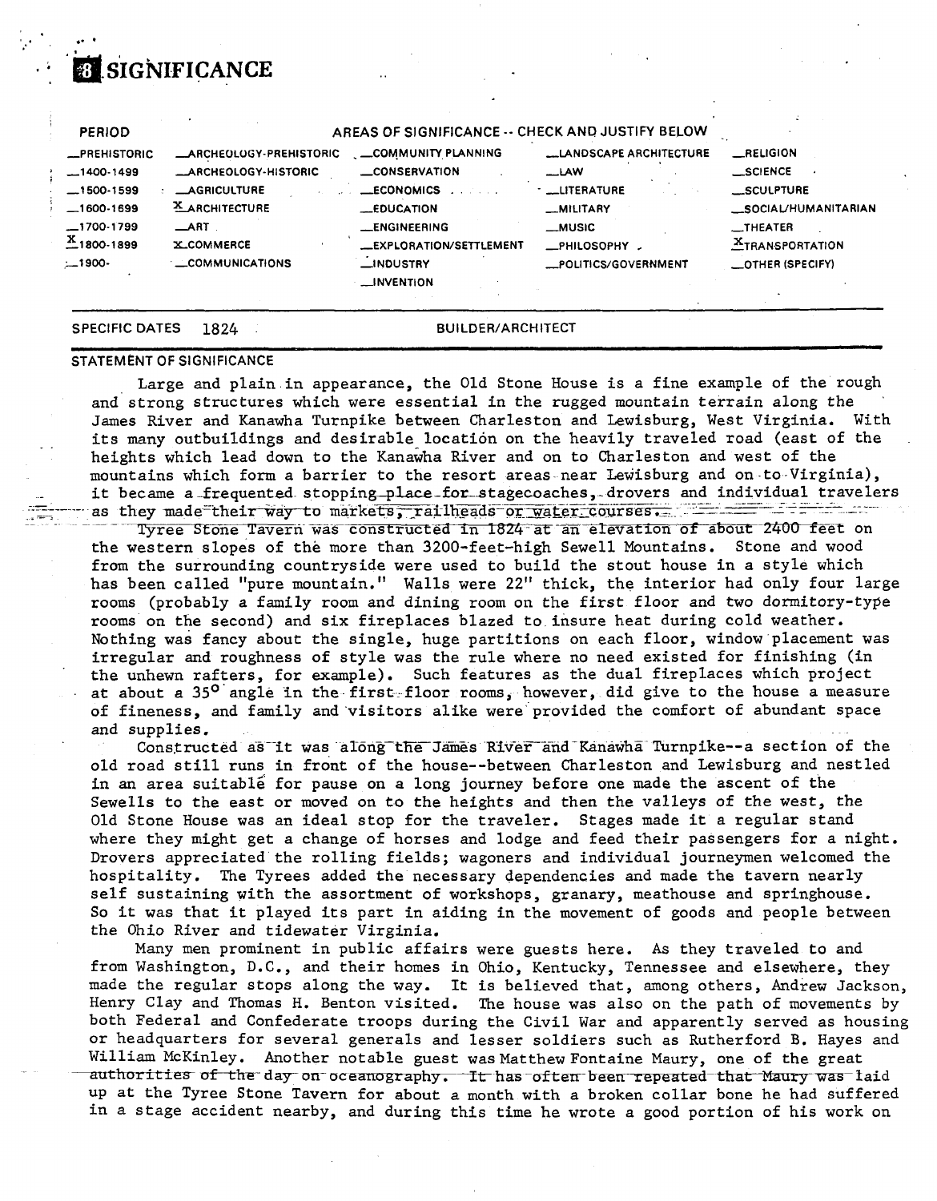## 8 SIGNIFICANCE

| PERIOD | AREAS OF SIGNIFICANCE -- CHECK AND JUSTIFY BELOW | | | |
|---|---|---|---|---|
| __PREHISTORIC | __ARCHEOLOGY-PREHISTORIC | __COMMUNITY PLANNING | __LANDSCAPE ARCHITECTURE | __RELIGION |
| __1400-1499 | __ARCHEOLOGY-HISTORIC | __CONSERVATION | __LAW | __SCIENCE |
| __1500-1599 | __AGRICULTURE | __ECONOMICS | __LITERATURE | __SCULPTURE |
| __1600-1699 | X ARCHITECTURE | __EDUCATION | __MILITARY | __SOCIAL/HUMANITARIAN |
| __1700-1799 | __ART | __ENGINEERING | __MUSIC | __THEATER |
| X 1800-1899 | X COMMERCE | __EXPLORATION/SETTLEMENT | __PHILOSOPHY | X TRANSPORTATION |
| __1900- | __COMMUNICATIONS | __INDUSTRY | __POLITICS/GOVERNMENT | __OTHER (SPECIFY) |
| | | __INVENTION | | |

SPECIFIC DATES 1824 BUILDER/ARCHITECT

### STATEMENT OF SIGNIFICANCE

Large and plain in appearance, the Old Stone House is a fine example of the rough and strong structures which were essential in the rugged mountain terrain along the James River and Kanawha Turnpike between Charleston and Lewisburg, West Virginia. With its many outbuildings and desirable location on the heavily traveled road (east of the heights which lead down to the Kanawha River and on to Charleston and west of the mountains which form a barrier to the resort areas near Lewisburg and on to Virginia), it became a frequented stopping place for stagecoaches, drovers and individual travelers as they made their way to markets, railheads or water courses.

Tyree Stone Tavern was constructed in 1824 at an elevation of about 2400 feet on the western slopes of the more than 3200-feet-high Sewell Mountains. Stone and wood from the surrounding countryside were used to build the stout house in a style which has been called "pure mountain." Walls were 22" thick, the interior had only four large rooms (probably a family room and dining room on the first floor and two dormitory-type rooms on the second) and six fireplaces blazed to insure heat during cold weather. Nothing was fancy about the single, huge partitions on each floor, window placement was irregular and roughness of style was the rule where no need existed for finishing (in the unhewn rafters, for example). Such features as the dual fireplaces which project at about a 35° angle in the first-floor rooms, however, did give to the house a measure of fineness, and family and visitors alike were provided the comfort of abundant space and supplies.

Constructed as it was along the James River and Kanawha Turnpike--a section of the old road still runs in front of the house--between Charleston and Lewisburg and nestled in an area suitable for pause on a long journey before one made the ascent of the Sewells to the east or moved on to the heights and then the valleys of the west, the Old Stone House was an ideal stop for the traveler. Stages made it a regular stand where they might get a change of horses and lodge and feed their passengers for a night. Drovers appreciated the rolling fields; wagoners and individual journeymen welcomed the hospitality. The Tyrees added the necessary dependencies and made the tavern nearly self sustaining with the assortment of workshops, granary, meathouse and springhouse. So it was that it played its part in aiding in the movement of goods and people between the Ohio River and tidewater Virginia.

Many men prominent in public affairs were guests here. As they traveled to and from Washington, D.C., and their homes in Ohio, Kentucky, Tennessee and elsewhere, they made the regular stops along the way. It is believed that, among others, Andrew Jackson, Henry Clay and Thomas H. Benton visited. The house was also on the path of movements by both Federal and Confederate troops during the Civil War and apparently served as housing or headquarters for several generals and lesser soldiers such as Rutherford B. Hayes and William McKinley. Another notable guest was Matthew Fontaine Maury, one of the great authorities of the day on oceanography. It has often been repeated that Maury was laid up at the Tyree Stone Tavern for about a month with a broken collar bone he had suffered in a stage accident nearby, and during this time he wrote a good portion of his work on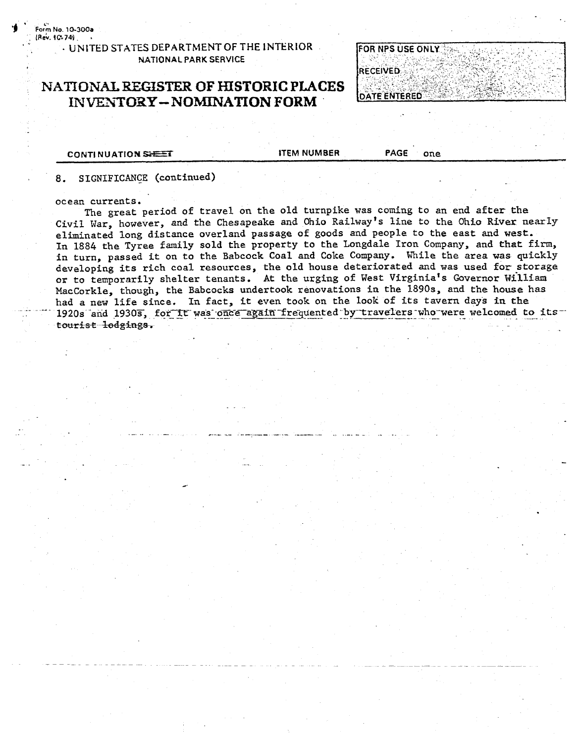Form No. 10-300a
(Rev. 10-74)

UNITED STATES DEPARTMENT OF THE INTERIOR
NATIONAL PARK SERVICE

# NATIONAL REGISTER OF HISTORIC PLACES INVENTORY — NOMINATION FORM

FOR NPS USE ONLY
RECEIVED
DATE ENTERED

CONTINUATION SHEET | ITEM NUMBER | PAGE one

8. SIGNIFICANCE (continued)

ocean currents.

The great period of travel on the old turnpike was coming to an end after the Civil War, however, and the Chesapeake and Ohio Railway's line to the Ohio River nearly eliminated long distance overland passage of goods and people to the east and west. In 1884 the Tyree family sold the property to the Longdale Iron Company, and that firm, in turn, passed it on to the Babcock Coal and Coke Company. While the area was quickly developing its rich coal resources, the old house deteriorated and was used for storage or to temporarily shelter tenants. At the urging of West Virginia's Governor William MacCorkle, though, the Babcocks undertook renovations in the 1890s, and the house has had a new life since. In fact, it even took on the look of its tavern days in the 1920s and 1930s, for it was once again frequented by travelers who were welcomed to its tourist lodgings.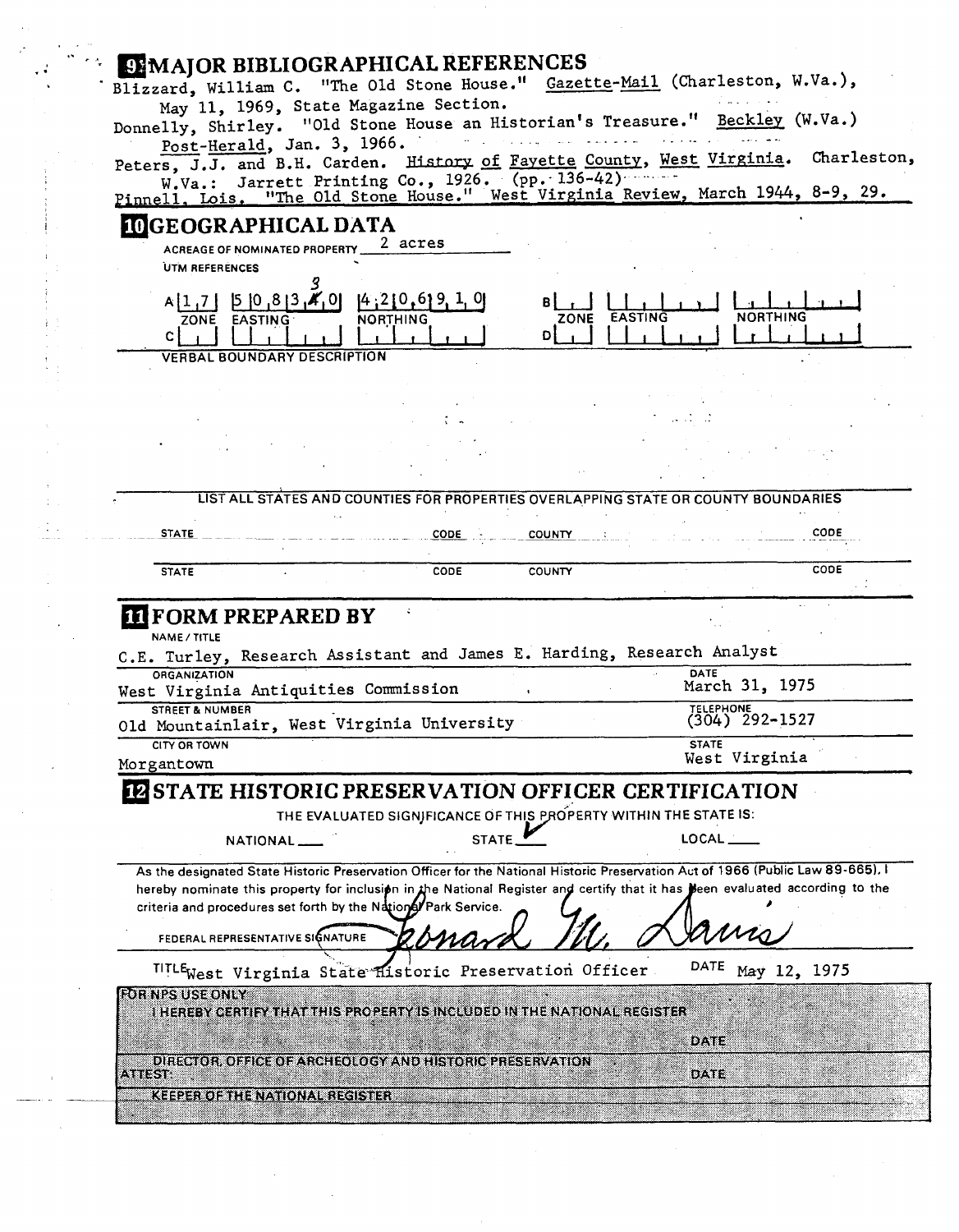## 9 MAJOR BIBLIOGRAPHICAL REFERENCES

Blizzard, William C. "The Old Stone House." Gazette-Mail (Charleston, W.Va.), May 11, 1969, State Magazine Section.

Donnelly, Shirley. "Old Stone House an Historian's Treasure." Beckley (W.Va.) Post-Herald, Jan. 3, 1966.

Peters, J.J. and B.H. Carden. History of Fayette County, West Virginia. Charleston, W.Va.: Jarrett Printing Co., 1926. (pp. 136-42)

Pinnell, Lois. "The Old Stone House." West Virginia Review, March 1944, 8-9, 29.

## 10 GEOGRAPHICAL DATA

ACREAGE OF NOMINATED PROPERTY 2 acres

UTM REFERENCES

| | ZONE | EASTING | NORTHING |
|---|---|---|---|
| A | 17 | 508340 (4 corrected to 3) | 4206910 |
| B | | | |
| C | | | |
| D | | | |

VERBAL BOUNDARY DESCRIPTION

LIST ALL STATES AND COUNTIES FOR PROPERTIES OVERLAPPING STATE OR COUNTY BOUNDARIES

| STATE | CODE | COUNTY | CODE |
|---|---|---|---|
| STATE | CODE | COUNTY | CODE |

## 11 FORM PREPARED BY

NAME / TITLE
C.E. Turley, Research Assistant and James E. Harding, Research Analyst

ORGANIZATION
West Virginia Antiquities Commission

DATE
March 31, 1975

STREET & NUMBER
Old Mountainlair, West Virginia University

TELEPHONE
(304) 292-1527

CITY OR TOWN
Morgantown

STATE
West Virginia

## 12 STATE HISTORIC PRESERVATION OFFICER CERTIFICATION

THE EVALUATED SIGNIFICANCE OF THIS PROPERTY WITHIN THE STATE IS:

NATIONAL ___ STATE ✓ LOCAL ___

As the designated State Historic Preservation Officer for the National Historic Preservation Act of 1966 (Public Law 89-665), I hereby nominate this property for inclusion in the National Register and certify that it has been evaluated according to the criteria and procedures set forth by the National Park Service.

FEDERAL REPRESENTATIVE SIGNATURE Leonard M. Davis

TITLE West Virginia State Historic Preservation Officer DATE May 12, 1975

FOR NPS USE ONLY
I HEREBY CERTIFY THAT THIS PROPERTY IS INCLUDED IN THE NATIONAL REGISTER

DATE

DIRECTOR, OFFICE OF ARCHEOLOGY AND HISTORIC PRESERVATION

ATTEST: DATE

KEEPER OF THE NATIONAL REGISTER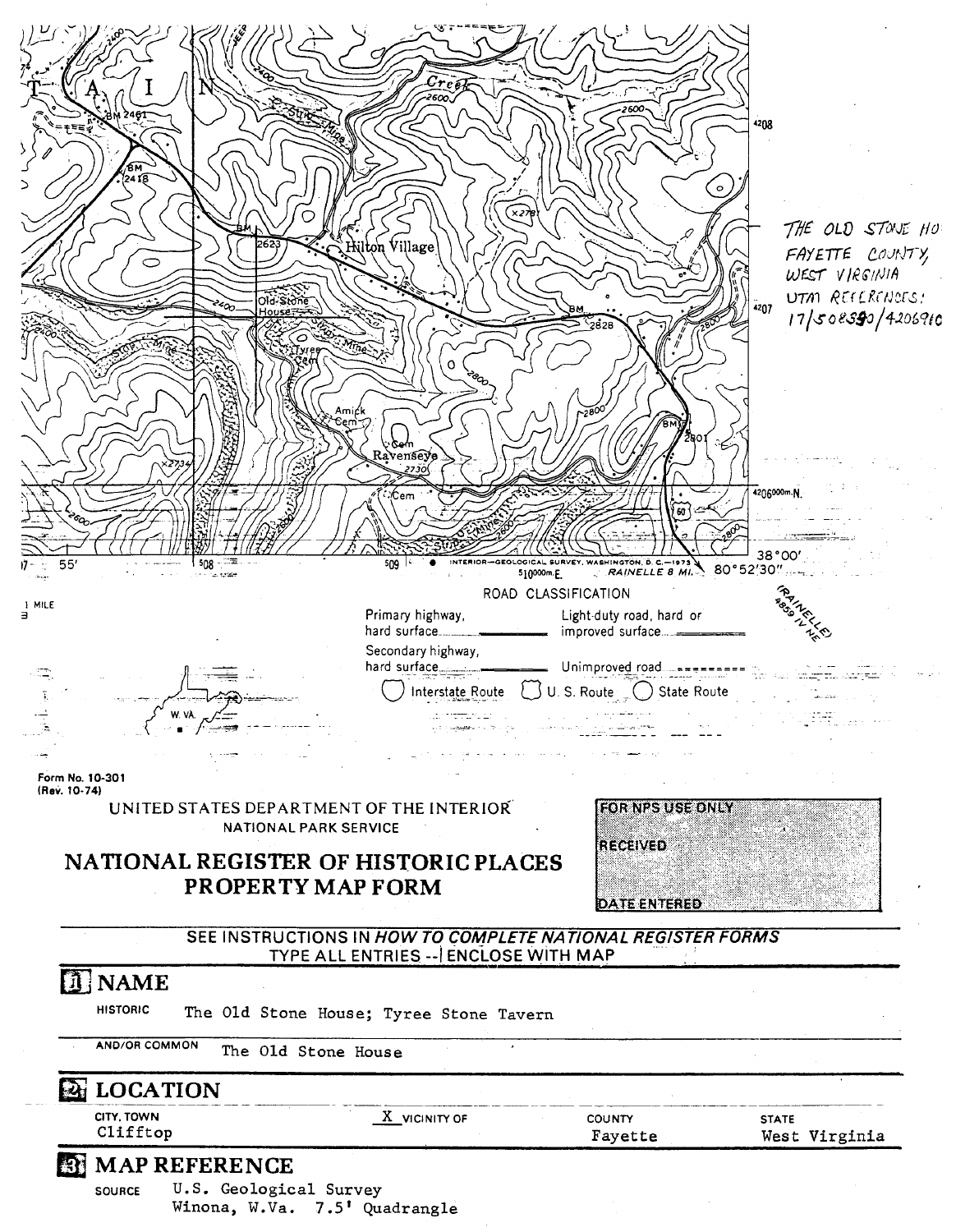THE OLD STONE HO
FAYETTE COUNTY,
WEST VIRGINIA
UTM REFERENCES:
17/508390/4206910

(RAINELLE 4859 IV NE)

ROAD CLASSIFICATION

Primary highway, hard surface — Light-duty road, hard or improved surface

Secondary highway, hard surface — Unimproved road

Interstate Route — U. S. Route — State Route

Form No. 10-301
(Rev. 10-74)

UNITED STATES DEPARTMENT OF THE INTERIOR
NATIONAL PARK SERVICE

# NATIONAL REGISTER OF HISTORIC PLACES PROPERTY MAP FORM

FOR NPS USE ONLY
RECEIVED
DATE ENTERED

SEE INSTRUCTIONS IN *HOW TO COMPLETE NATIONAL REGISTER FORMS*
TYPE ALL ENTRIES -- ENCLOSE WITH MAP

## 1 NAME

HISTORIC The Old Stone House; Tyree Stone Tavern

AND/OR COMMON The Old Stone House

## 2 LOCATION

| CITY, TOWN | | COUNTY | STATE |
|---|---|---|---|
| Clifftop | X VICINITY OF | Fayette | West Virginia |

## 3 MAP REFERENCE

SOURCE U.S. Geological Survey
Winona, W.Va. 7.5' Quadrangle